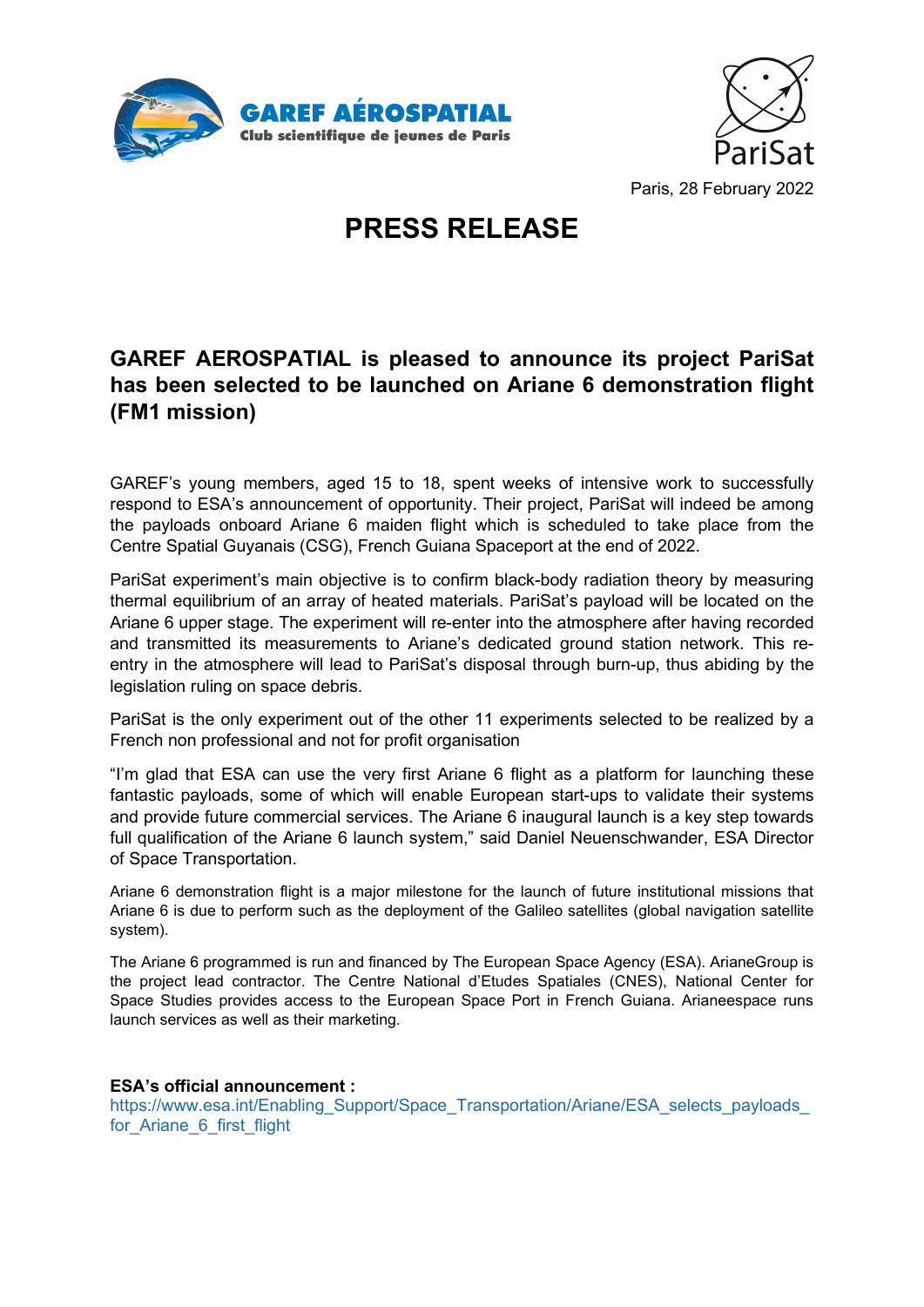GAREF AÉROSPATIAL
Club scientifique de jeunes de Paris

PariSat

Paris, 28 February 2022

# PRESS RELEASE

## GAREF AEROSPATIAL is pleased to announce its project PariSat has been selected to be launched on Ariane 6 demonstration flight (FM1 mission)

GAREF's young members, aged 15 to 18, spent weeks of intensive work to successfully respond to ESA's announcement of opportunity. Their project, PariSat will indeed be among the payloads onboard Ariane 6 maiden flight which is scheduled to take place from the Centre Spatial Guyanais (CSG), French Guiana Spaceport at the end of 2022.

PariSat experiment's main objective is to confirm black-body radiation theory by measuring thermal equilibrium of an array of heated materials. PariSat's payload will be located on the Ariane 6 upper stage. The experiment will re-enter into the atmosphere after having recorded and transmitted its measurements to Ariane's dedicated ground station network. This re-entry in the atmosphere will lead to PariSat's disposal through burn-up, thus abiding by the legislation ruling on space debris.

PariSat is the only experiment out of the other 11 experiments selected to be realized by a French non professional and not for profit organisation

"I'm glad that ESA can use the very first Ariane 6 flight as a platform for launching these fantastic payloads, some of which will enable European start-ups to validate their systems and provide future commercial services. The Ariane 6 inaugural launch is a key step towards full qualification of the Ariane 6 launch system," said Daniel Neuenschwander, ESA Director of Space Transportation.

Ariane 6 demonstration flight is a major milestone for the launch of future institutional missions that Ariane 6 is due to perform such as the deployment of the Galileo satellites (global navigation satellite system).

The Ariane 6 programmed is run and financed by The European Space Agency (ESA). ArianeGroup is the project lead contractor. The Centre National d'Etudes Spatiales (CNES), National Center for Space Studies provides access to the European Space Port in French Guiana. Arianeespace runs launch services as well as their marketing.

**ESA's official announcement :**
https://www.esa.int/Enabling_Support/Space_Transportation/Ariane/ESA_selects_payloads_for_Ariane_6_first_flight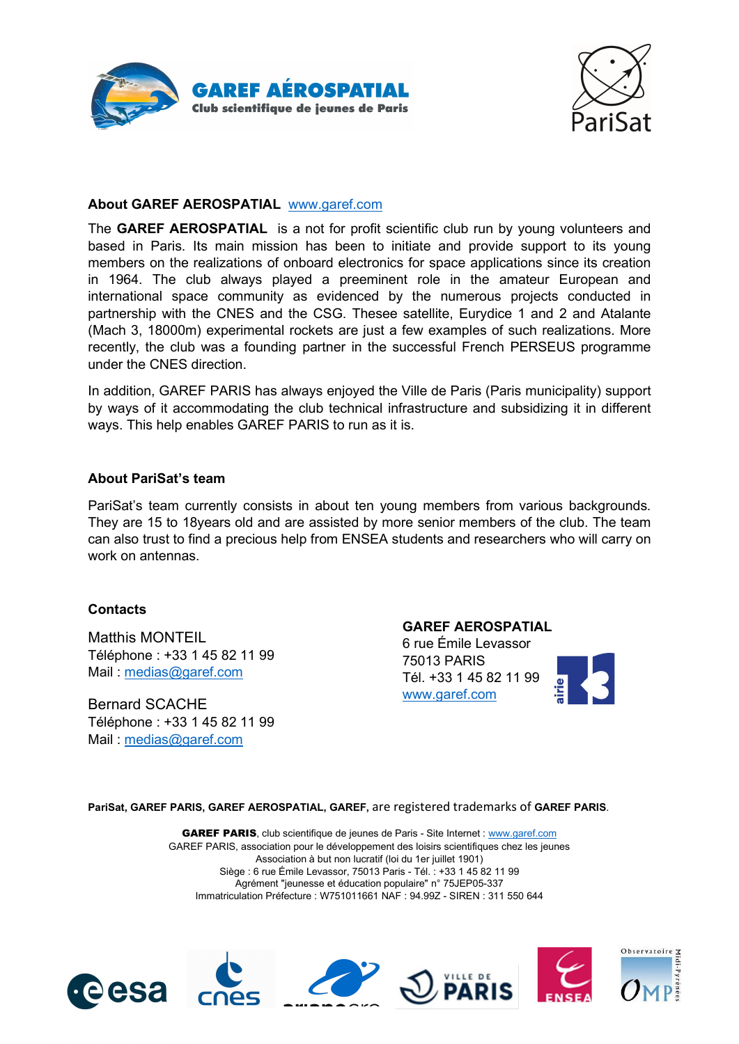GAREF AÉROSPATIAL
Club scientifique de jeunes de Paris

PariSat

**About GAREF AEROSPATIAL** www.garef.com

The **GAREF AEROSPATIAL** is a not for profit scientific club run by young volunteers and based in Paris. Its main mission has been to initiate and provide support to its young members on the realizations of onboard electronics for space applications since its creation in 1964. The club always played a preeminent role in the amateur European and international space community as evidenced by the numerous projects conducted in partnership with the CNES and the CSG. Thesee satellite, Eurydice 1 and 2 and Atalante (Mach 3, 18000m) experimental rockets are just a few examples of such realizations. More recently, the club was a founding partner in the successful French PERSEUS programme under the CNES direction.

In addition, GAREF PARIS has always enjoyed the Ville de Paris (Paris municipality) support by ways of it accommodating the club technical infrastructure and subsidizing it in different ways. This help enables GAREF PARIS to run as it is.

**About PariSat's team**

PariSat's team currently consists in about ten young members from various backgrounds. They are 15 to 18years old and are assisted by more senior members of the club. The team can also trust to find a precious help from ENSEA students and researchers who will carry on work on antennas.

**Contacts**

Matthis MONTEIL
Téléphone : +33 1 45 82 11 99
Mail : medias@garef.com

Bernard SCACHE
Téléphone : +33 1 45 82 11 99
Mail : medias@garef.com

**GAREF AEROSPATIAL**
6 rue Émile Levassor
75013 PARIS
Tél. +33 1 45 82 11 99
www.garef.com

**PariSat, GAREF PARIS, GAREF AEROSPATIAL, GAREF,** are registered trademarks of **GAREF PARIS**.

**GAREF PARIS**, club scientifique de jeunes de Paris - Site Internet : www.garef.com
GAREF PARIS, association pour le développement des loisirs scientifiques chez les jeunes
Association à but non lucratif (loi du 1er juillet 1901)
Siège : 6 rue Émile Levassor, 75013 Paris - Tél. : +33 1 45 82 11 99
Agrément "jeunesse et éducation populaire" n° 75JEP05-337
Immatriculation Préfecture : W751011661 NAF : 94.99Z - SIREN : 311 550 644